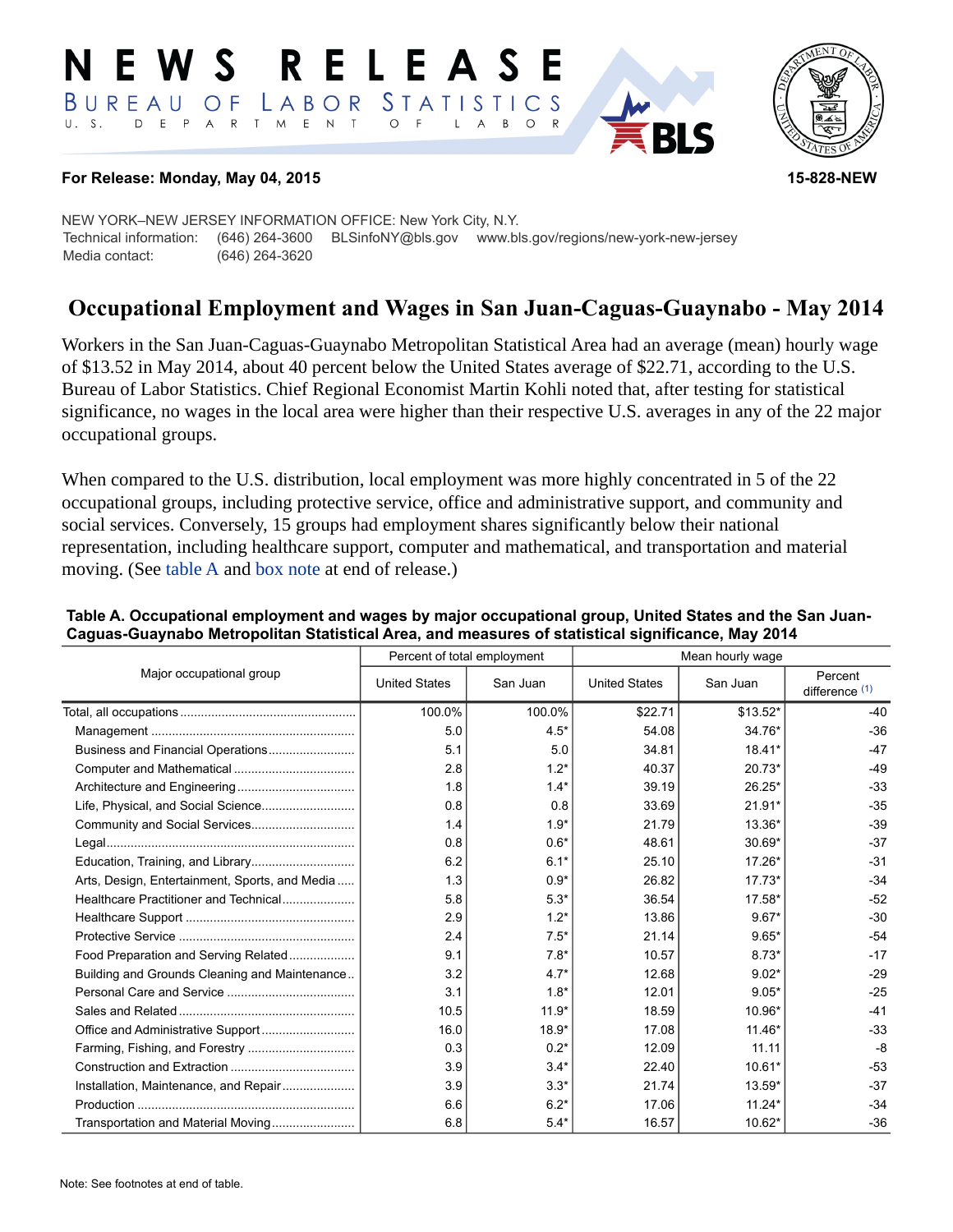# NEWS RELEASE

BUREAU OF LABOR STATISTICS
U. S. DEPARTMENT OF LABOR

**For Release: Monday, May 04, 2015** **15-828-NEW**

NEW YORK–NEW JERSEY INFORMATION OFFICE: New York City, N.Y.
Technical information: (646) 264-3600 BLSinfoNY@bls.gov www.bls.gov/regions/new-york-new-jersey
Media contact: (646) 264-3620

## Occupational Employment and Wages in San Juan-Caguas-Guaynabo - May 2014

Workers in the San Juan-Caguas-Guaynabo Metropolitan Statistical Area had an average (mean) hourly wage of $13.52 in May 2014, about 40 percent below the United States average of $22.71, according to the U.S. Bureau of Labor Statistics. Chief Regional Economist Martin Kohli noted that, after testing for statistical significance, no wages in the local area were higher than their respective U.S. averages in any of the 22 major occupational groups.

When compared to the U.S. distribution, local employment was more highly concentrated in 5 of the 22 occupational groups, including protective service, office and administrative support, and community and social services. Conversely, 15 groups had employment shares significantly below their national representation, including healthcare support, computer and mathematical, and transportation and material moving. (See table A and box note at end of release.)

**Table A. Occupational employment and wages by major occupational group, United States and the San Juan-Caguas-Guaynabo Metropolitan Statistical Area, and measures of statistical significance, May 2014**

| Major occupational group | Percent of total employment | | Mean hourly wage | | |
|---|---|---|---|---|---|
| | United States | San Juan | United States | San Juan | Percent difference (1) |
| Total, all occupations | 100.0% | 100.0% | $22.71 | $13.52* | -40 |
| Management | 5.0 | 4.5* | 54.08 | 34.76* | -36 |
| Business and Financial Operations | 5.1 | 5.0 | 34.81 | 18.41* | -47 |
| Computer and Mathematical | 2.8 | 1.2* | 40.37 | 20.73* | -49 |
| Architecture and Engineering | 1.8 | 1.4* | 39.19 | 26.25* | -33 |
| Life, Physical, and Social Science | 0.8 | 0.8 | 33.69 | 21.91* | -35 |
| Community and Social Services | 1.4 | 1.9* | 21.79 | 13.36* | -39 |
| Legal | 0.8 | 0.6* | 48.61 | 30.69* | -37 |
| Education, Training, and Library | 6.2 | 6.1* | 25.10 | 17.26* | -31 |
| Arts, Design, Entertainment, Sports, and Media | 1.3 | 0.9* | 26.82 | 17.73* | -34 |
| Healthcare Practitioner and Technical | 5.8 | 5.3* | 36.54 | 17.58* | -52 |
| Healthcare Support | 2.9 | 1.2* | 13.86 | 9.67* | -30 |
| Protective Service | 2.4 | 7.5* | 21.14 | 9.65* | -54 |
| Food Preparation and Serving Related | 9.1 | 7.8* | 10.57 | 8.73* | -17 |
| Building and Grounds Cleaning and Maintenance | 3.2 | 4.7* | 12.68 | 9.02* | -29 |
| Personal Care and Service | 3.1 | 1.8* | 12.01 | 9.05* | -25 |
| Sales and Related | 10.5 | 11.9* | 18.59 | 10.96* | -41 |
| Office and Administrative Support | 16.0 | 18.9* | 17.08 | 11.46* | -33 |
| Farming, Fishing, and Forestry | 0.3 | 0.2* | 12.09 | 11.11 | -8 |
| Construction and Extraction | 3.9 | 3.4* | 22.40 | 10.61* | -53 |
| Installation, Maintenance, and Repair | 3.9 | 3.3* | 21.74 | 13.59* | -37 |
| Production | 6.6 | 6.2* | 17.06 | 11.24* | -34 |
| Transportation and Material Moving | 6.8 | 5.4* | 16.57 | 10.62* | -36 |

Note: See footnotes at end of table.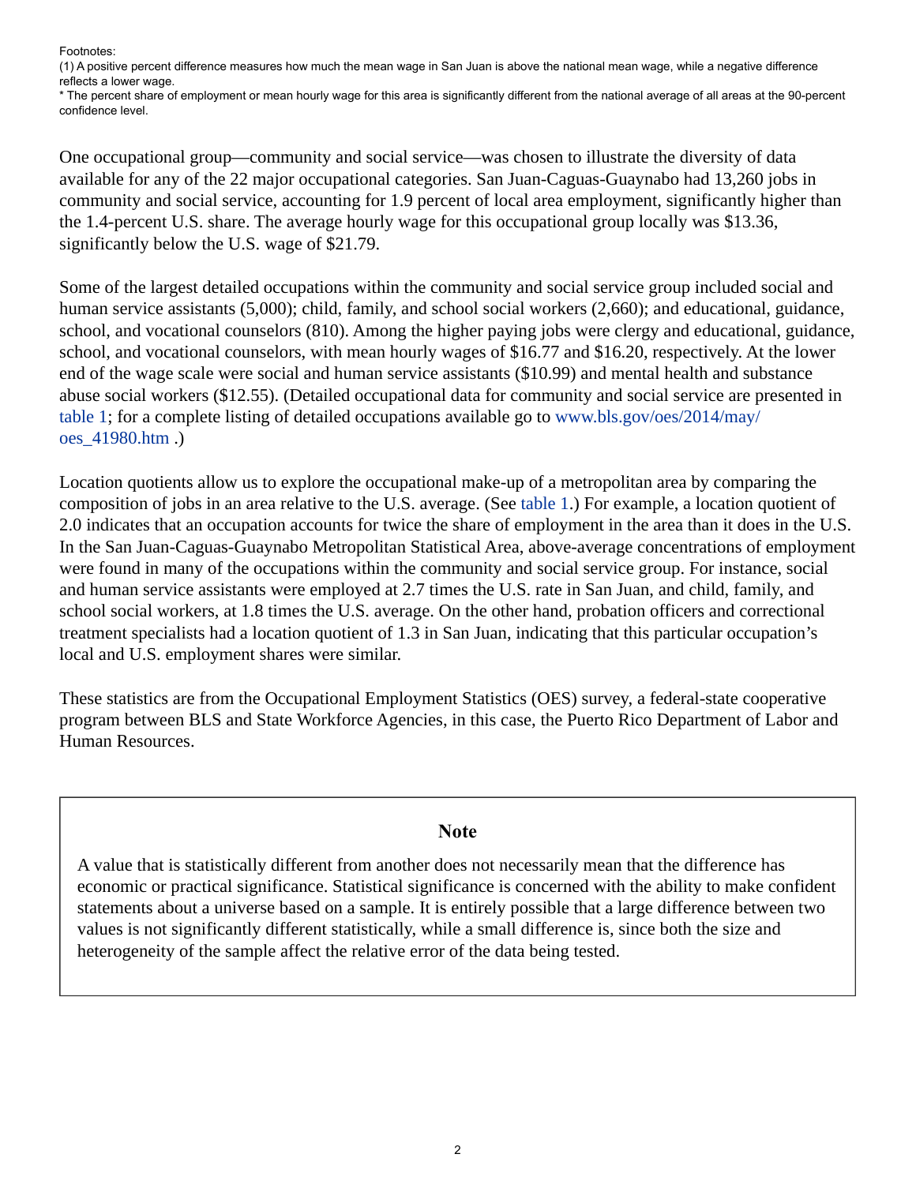Footnotes:
(1) A positive percent difference measures how much the mean wage in San Juan is above the national mean wage, while a negative difference reflects a lower wage.
* The percent share of employment or mean hourly wage for this area is significantly different from the national average of all areas at the 90-percent confidence level.

One occupational group—community and social service—was chosen to illustrate the diversity of data available for any of the 22 major occupational categories. San Juan-Caguas-Guaynabo had 13,260 jobs in community and social service, accounting for 1.9 percent of local area employment, significantly higher than the 1.4-percent U.S. share. The average hourly wage for this occupational group locally was $13.36, significantly below the U.S. wage of $21.79.

Some of the largest detailed occupations within the community and social service group included social and human service assistants (5,000); child, family, and school social workers (2,660); and educational, guidance, school, and vocational counselors (810). Among the higher paying jobs were clergy and educational, guidance, school, and vocational counselors, with mean hourly wages of $16.77 and $16.20, respectively. At the lower end of the wage scale were social and human service assistants ($10.99) and mental health and substance abuse social workers ($12.55). (Detailed occupational data for community and social service are presented in table 1; for a complete listing of detailed occupations available go to www.bls.gov/oes/2014/may/oes_41980.htm .)

Location quotients allow us to explore the occupational make-up of a metropolitan area by comparing the composition of jobs in an area relative to the U.S. average. (See table 1.) For example, a location quotient of 2.0 indicates that an occupation accounts for twice the share of employment in the area than it does in the U.S. In the San Juan-Caguas-Guaynabo Metropolitan Statistical Area, above-average concentrations of employment were found in many of the occupations within the community and social service group. For instance, social and human service assistants were employed at 2.7 times the U.S. rate in San Juan, and child, family, and school social workers, at 1.8 times the U.S. average. On the other hand, probation officers and correctional treatment specialists had a location quotient of 1.3 in San Juan, indicating that this particular occupation's local and U.S. employment shares were similar.

These statistics are from the Occupational Employment Statistics (OES) survey, a federal-state cooperative program between BLS and State Workforce Agencies, in this case, the Puerto Rico Department of Labor and Human Resources.

## Note

A value that is statistically different from another does not necessarily mean that the difference has economic or practical significance. Statistical significance is concerned with the ability to make confident statements about a universe based on a sample. It is entirely possible that a large difference between two values is not significantly different statistically, while a small difference is, since both the size and heterogeneity of the sample affect the relative error of the data being tested.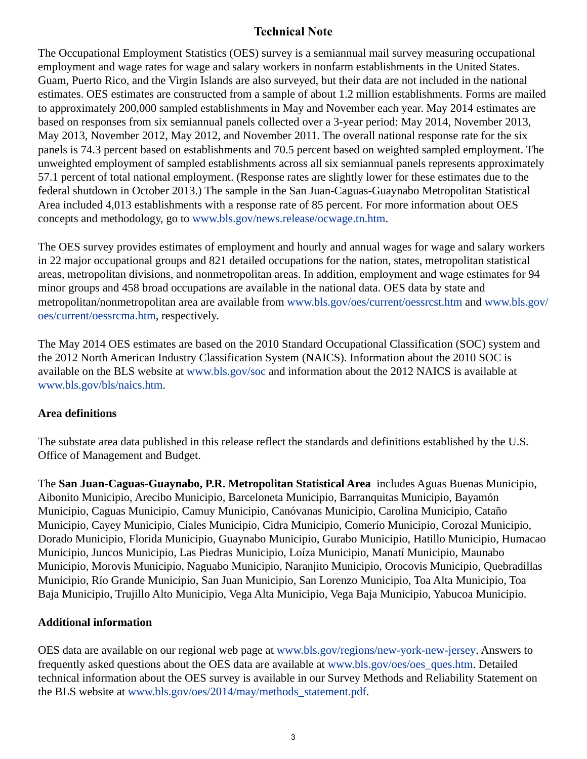# Technical Note

The Occupational Employment Statistics (OES) survey is a semiannual mail survey measuring occupational employment and wage rates for wage and salary workers in nonfarm establishments in the United States. Guam, Puerto Rico, and the Virgin Islands are also surveyed, but their data are not included in the national estimates. OES estimates are constructed from a sample of about 1.2 million establishments. Forms are mailed to approximately 200,000 sampled establishments in May and November each year. May 2014 estimates are based on responses from six semiannual panels collected over a 3-year period: May 2014, November 2013, May 2013, November 2012, May 2012, and November 2011. The overall national response rate for the six panels is 74.3 percent based on establishments and 70.5 percent based on weighted sampled employment. The unweighted employment of sampled establishments across all six semiannual panels represents approximately 57.1 percent of total national employment. (Response rates are slightly lower for these estimates due to the federal shutdown in October 2013.) The sample in the San Juan-Caguas-Guaynabo Metropolitan Statistical Area included 4,013 establishments with a response rate of 85 percent. For more information about OES concepts and methodology, go to www.bls.gov/news.release/ocwage.tn.htm.

The OES survey provides estimates of employment and hourly and annual wages for wage and salary workers in 22 major occupational groups and 821 detailed occupations for the nation, states, metropolitan statistical areas, metropolitan divisions, and nonmetropolitan areas. In addition, employment and wage estimates for 94 minor groups and 458 broad occupations are available in the national data. OES data by state and metropolitan/nonmetropolitan area are available from www.bls.gov/oes/current/oessrcst.htm and www.bls.gov/oes/current/oessrcma.htm, respectively.

The May 2014 OES estimates are based on the 2010 Standard Occupational Classification (SOC) system and the 2012 North American Industry Classification System (NAICS). Information about the 2010 SOC is available on the BLS website at www.bls.gov/soc and information about the 2012 NAICS is available at www.bls.gov/bls/naics.htm.

## Area definitions

The substate area data published in this release reflect the standards and definitions established by the U.S. Office of Management and Budget.

The **San Juan-Caguas-Guaynabo, P.R. Metropolitan Statistical Area** includes Aguas Buenas Municipio, Aibonito Municipio, Arecibo Municipio, Barceloneta Municipio, Barranquitas Municipio, Bayamón Municipio, Caguas Municipio, Camuy Municipio, Canóvanas Municipio, Carolina Municipio, Cataño Municipio, Cayey Municipio, Ciales Municipio, Cidra Municipio, Comerío Municipio, Corozal Municipio, Dorado Municipio, Florida Municipio, Guaynabo Municipio, Gurabo Municipio, Hatillo Municipio, Humacao Municipio, Juncos Municipio, Las Piedras Municipio, Loíza Municipio, Manatí Municipio, Maunabo Municipio, Morovis Municipio, Naguabo Municipio, Naranjito Municipio, Orocovis Municipio, Quebradillas Municipio, Río Grande Municipio, San Juan Municipio, San Lorenzo Municipio, Toa Alta Municipio, Toa Baja Municipio, Trujillo Alto Municipio, Vega Alta Municipio, Vega Baja Municipio, Yabucoa Municipio.

## Additional information

OES data are available on our regional web page at www.bls.gov/regions/new-york-new-jersey. Answers to frequently asked questions about the OES data are available at www.bls.gov/oes/oes_ques.htm. Detailed technical information about the OES survey is available in our Survey Methods and Reliability Statement on the BLS website at www.bls.gov/oes/2014/may/methods_statement.pdf.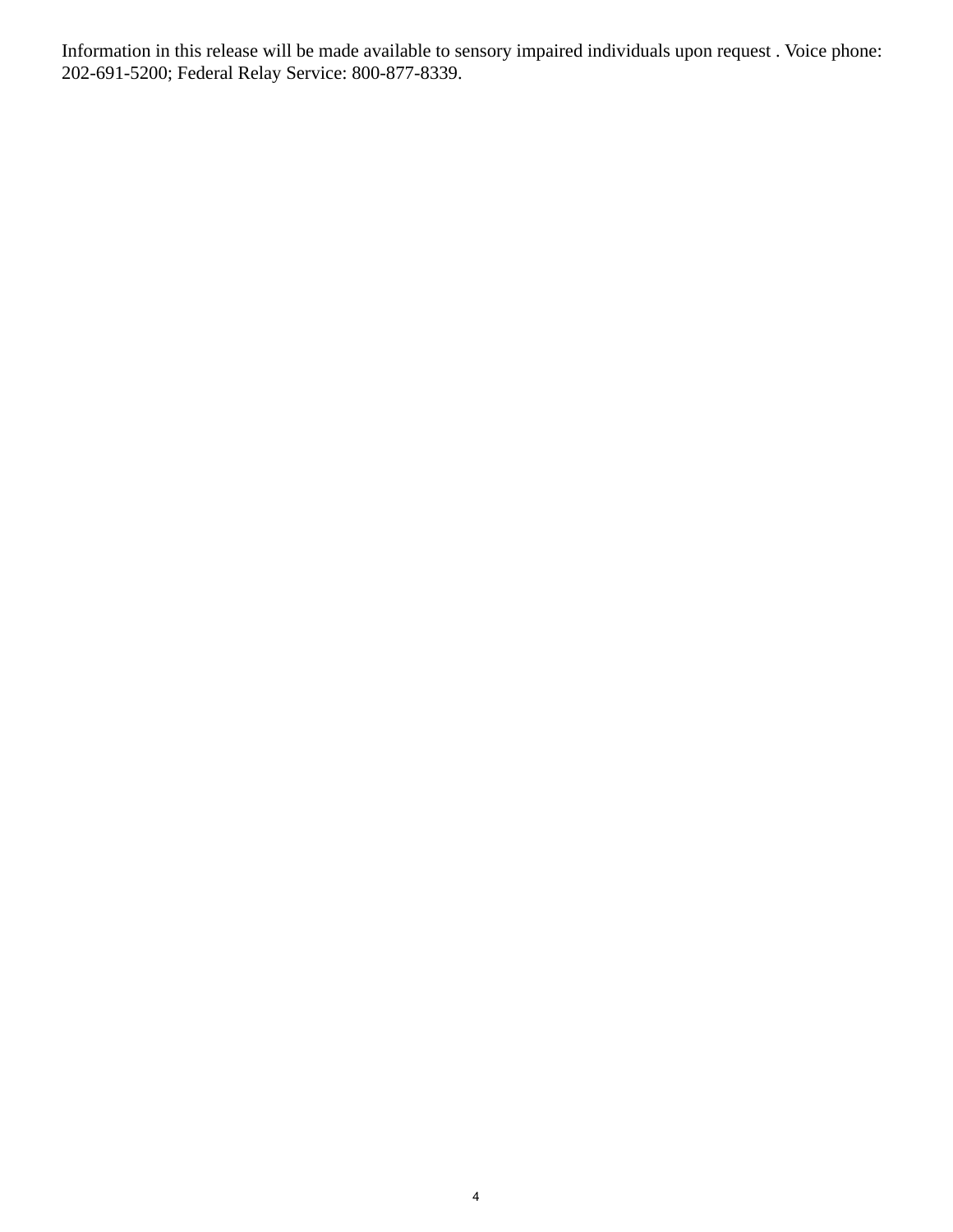Information in this release will be made available to sensory impaired individuals upon request . Voice phone: 202-691-5200; Federal Relay Service: 800-877-8339.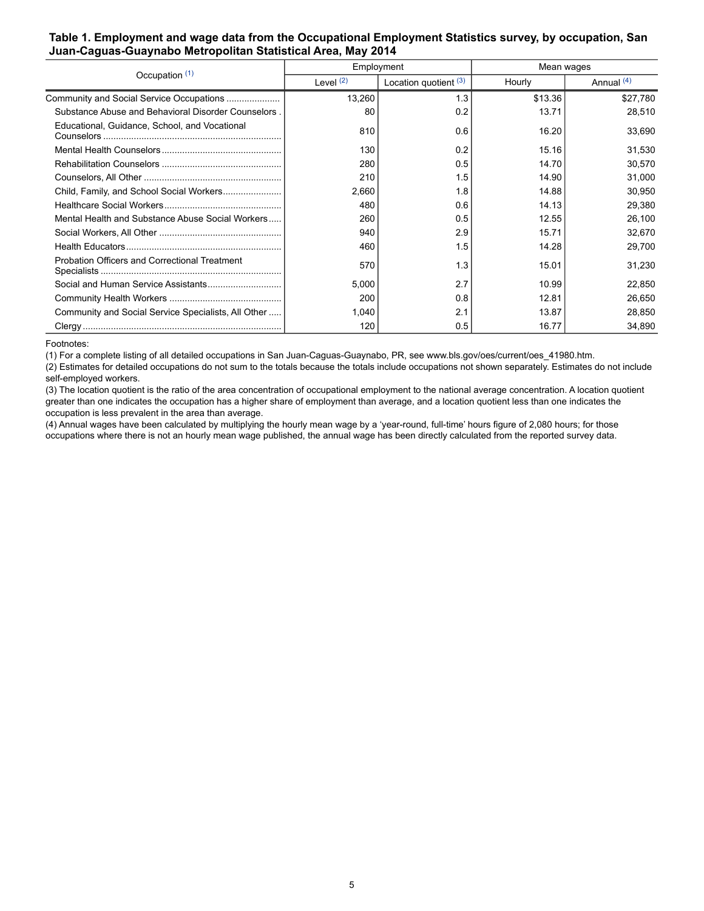**Table 1. Employment and wage data from the Occupational Employment Statistics survey, by occupation, San Juan-Caguas-Guaynabo Metropolitan Statistical Area, May 2014**

| Occupation (1) | Employment | | Mean wages | |
|---|---|---|---|---|
| | Level (2) | Location quotient (3) | Hourly | Annual (4) |
| Community and Social Service Occupations | 13,260 | 1.3 | $13.36 | $27,780 |
| Substance Abuse and Behavioral Disorder Counselors | 80 | 0.2 | 13.71 | 28,510 |
| Educational, Guidance, School, and Vocational Counselors | 810 | 0.6 | 16.20 | 33,690 |
| Mental Health Counselors | 130 | 0.2 | 15.16 | 31,530 |
| Rehabilitation Counselors | 280 | 0.5 | 14.70 | 30,570 |
| Counselors, All Other | 210 | 1.5 | 14.90 | 31,000 |
| Child, Family, and School Social Workers | 2,660 | 1.8 | 14.88 | 30,950 |
| Healthcare Social Workers | 480 | 0.6 | 14.13 | 29,380 |
| Mental Health and Substance Abuse Social Workers | 260 | 0.5 | 12.55 | 26,100 |
| Social Workers, All Other | 940 | 2.9 | 15.71 | 32,670 |
| Health Educators | 460 | 1.5 | 14.28 | 29,700 |
| Probation Officers and Correctional Treatment Specialists | 570 | 1.3 | 15.01 | 31,230 |
| Social and Human Service Assistants | 5,000 | 2.7 | 10.99 | 22,850 |
| Community Health Workers | 200 | 0.8 | 12.81 | 26,650 |
| Community and Social Service Specialists, All Other | 1,040 | 2.1 | 13.87 | 28,850 |
| Clergy | 120 | 0.5 | 16.77 | 34,890 |

Footnotes:

(1) For a complete listing of all detailed occupations in San Juan-Caguas-Guaynabo, PR, see www.bls.gov/oes/current/oes_41980.htm.

(2) Estimates for detailed occupations do not sum to the totals because the totals include occupations not shown separately. Estimates do not include self-employed workers.

(3) The location quotient is the ratio of the area concentration of occupational employment to the national average concentration. A location quotient greater than one indicates the occupation has a higher share of employment than average, and a location quotient less than one indicates the occupation is less prevalent in the area than average.

(4) Annual wages have been calculated by multiplying the hourly mean wage by a 'year-round, full-time' hours figure of 2,080 hours; for those occupations where there is not an hourly mean wage published, the annual wage has been directly calculated from the reported survey data.